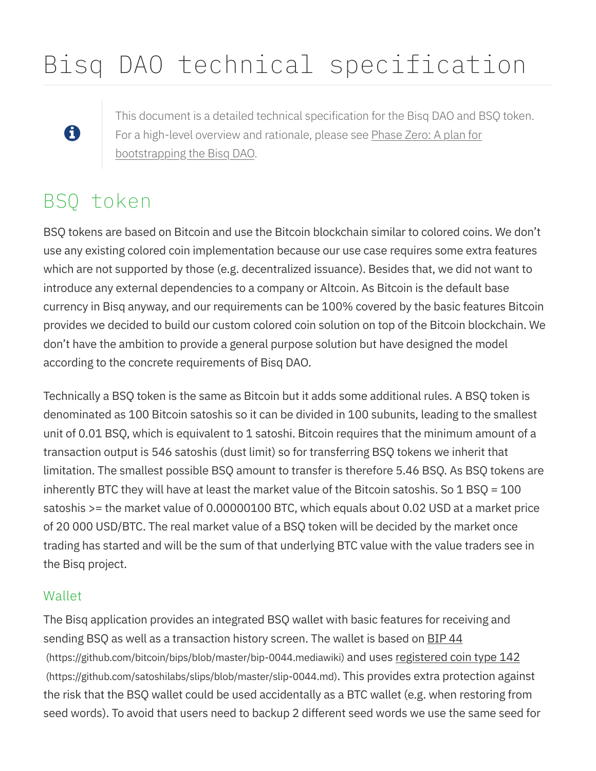# Bisq DAO technical specification

> This document is a detailed technical specification for the Bisq DAO and BSQ token. For a high-level overview and rationale, please see Phase Zero: A plan for bootstrapping the Bisq DAO.

## BSQ token

BSQ tokens are based on Bitcoin and use the Bitcoin blockchain similar to colored coins. We don't use any existing colored coin implementation because our use case requires some extra features which are not supported by those (e.g. decentralized issuance). Besides that, we did not want to introduce any external dependencies to a company or Altcoin. As Bitcoin is the default base currency in Bisq anyway, and our requirements can be 100% covered by the basic features Bitcoin provides we decided to build our custom colored coin solution on top of the Bitcoin blockchain. We don't have the ambition to provide a general purpose solution but have designed the model according to the concrete requirements of Bisq DAO.

Technically a BSQ token is the same as Bitcoin but it adds some additional rules. A BSQ token is denominated as 100 Bitcoin satoshis so it can be divided in 100 subunits, leading to the smallest unit of 0.01 BSQ, which is equivalent to 1 satoshi. Bitcoin requires that the minimum amount of a transaction output is 546 satoshis (dust limit) so for transferring BSQ tokens we inherit that limitation. The smallest possible BSQ amount to transfer is therefore 5.46 BSQ. As BSQ tokens are inherently BTC they will have at least the market value of the Bitcoin satoshis. So 1 BSQ = 100 satoshis >= the market value of 0.00000100 BTC, which equals about 0.02 USD at a market price of 20 000 USD/BTC. The real market value of a BSQ token will be decided by the market once trading has started and will be the sum of that underlying BTC value with the value traders see in the Bisq project.

### Wallet

The Bisq application provides an integrated BSQ wallet with basic features for receiving and sending BSQ as well as a transaction history screen. The wallet is based on BIP 44 (https://github.com/bitcoin/bips/blob/master/bip-0044.mediawiki) and uses registered coin type 142 (https://github.com/satoshilabs/slips/blob/master/slip-0044.md). This provides extra protection against the risk that the BSQ wallet could be used accidentally as a BTC wallet (e.g. when restoring from seed words). To avoid that users need to backup 2 different seed words we use the same seed for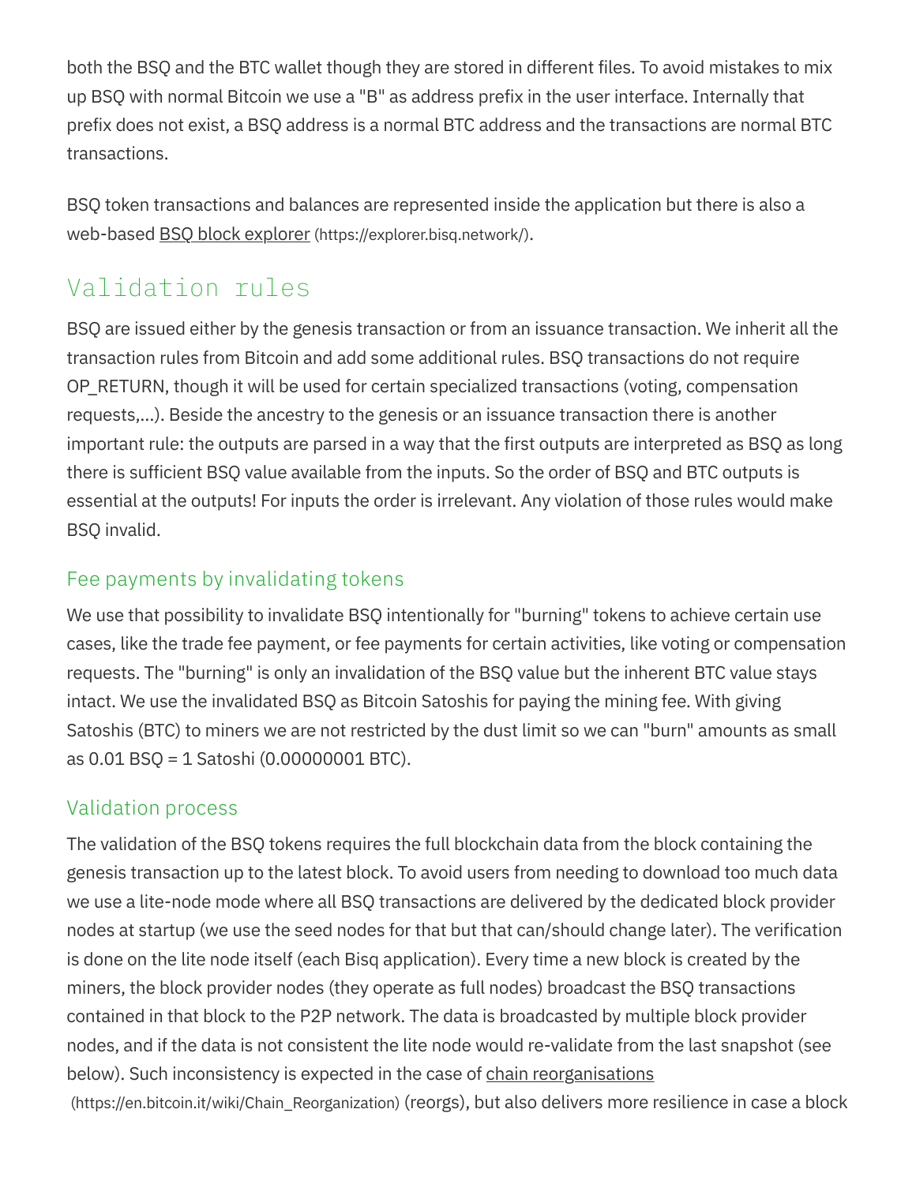both the BSQ and the BTC wallet though they are stored in different files. To avoid mistakes to mix up BSQ with normal Bitcoin we use a "B" as address prefix in the user interface. Internally that prefix does not exist, a BSQ address is a normal BTC address and the transactions are normal BTC transactions.

BSQ token transactions and balances are represented inside the application but there is also a web-based BSQ block explorer (https://explorer.bisq.network/).

## Validation rules

BSQ are issued either by the genesis transaction or from an issuance transaction. We inherit all the transaction rules from Bitcoin and add some additional rules. BSQ transactions do not require OP_RETURN, though it will be used for certain specialized transactions (voting, compensation requests,...). Beside the ancestry to the genesis or an issuance transaction there is another important rule: the outputs are parsed in a way that the first outputs are interpreted as BSQ as long there is sufficient BSQ value available from the inputs. So the order of BSQ and BTC outputs is essential at the outputs! For inputs the order is irrelevant. Any violation of those rules would make BSQ invalid.

### Fee payments by invalidating tokens

We use that possibility to invalidate BSQ intentionally for "burning" tokens to achieve certain use cases, like the trade fee payment, or fee payments for certain activities, like voting or compensation requests. The "burning" is only an invalidation of the BSQ value but the inherent BTC value stays intact. We use the invalidated BSQ as Bitcoin Satoshis for paying the mining fee. With giving Satoshis (BTC) to miners we are not restricted by the dust limit so we can "burn" amounts as small as 0.01 BSQ = 1 Satoshi (0.00000001 BTC).

### Validation process

The validation of the BSQ tokens requires the full blockchain data from the block containing the genesis transaction up to the latest block. To avoid users from needing to download too much data we use a lite-node mode where all BSQ transactions are delivered by the dedicated block provider nodes at startup (we use the seed nodes for that but that can/should change later). The verification is done on the lite node itself (each Bisq application). Every time a new block is created by the miners, the block provider nodes (they operate as full nodes) broadcast the BSQ transactions contained in that block to the P2P network. The data is broadcasted by multiple block provider nodes, and if the data is not consistent the lite node would re-validate from the last snapshot (see below). Such inconsistency is expected in the case of chain reorganisations (https://en.bitcoin.it/wiki/Chain_Reorganization) (reorgs), but also delivers more resilience in case a block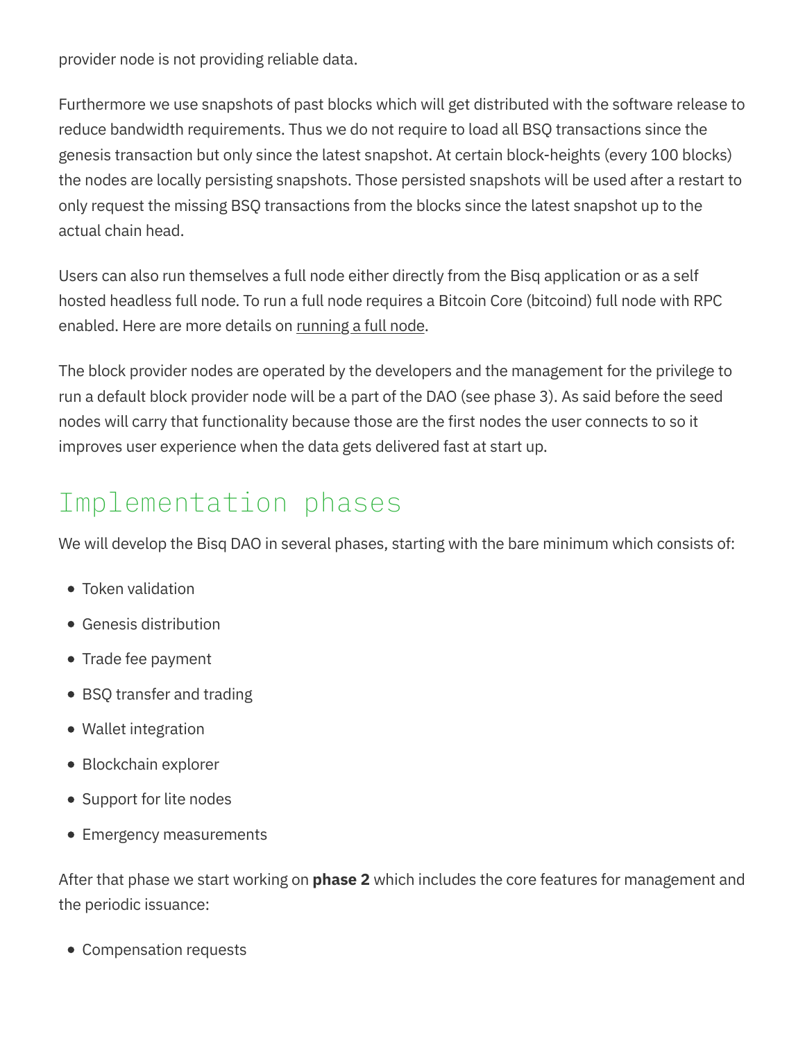provider node is not providing reliable data.

Furthermore we use snapshots of past blocks which will get distributed with the software release to reduce bandwidth requirements. Thus we do not require to load all BSQ transactions since the genesis transaction but only since the latest snapshot. At certain block-heights (every 100 blocks) the nodes are locally persisting snapshots. Those persisted snapshots will be used after a restart to only request the missing BSQ transactions from the blocks since the latest snapshot up to the actual chain head.

Users can also run themselves a full node either directly from the Bisq application or as a self hosted headless full node. To run a full node requires a Bitcoin Core (bitcoind) full node with RPC enabled. Here are more details on running a full node.

The block provider nodes are operated by the developers and the management for the privilege to run a default block provider node will be a part of the DAO (see phase 3). As said before the seed nodes will carry that functionality because those are the first nodes the user connects to so it improves user experience when the data gets delivered fast at start up.

## Implementation phases

We will develop the Bisq DAO in several phases, starting with the bare minimum which consists of:

- Token validation
- Genesis distribution
- Trade fee payment
- BSQ transfer and trading
- Wallet integration
- Blockchain explorer
- Support for lite nodes
- Emergency measurements

After that phase we start working on **phase 2** which includes the core features for management and the periodic issuance:

- Compensation requests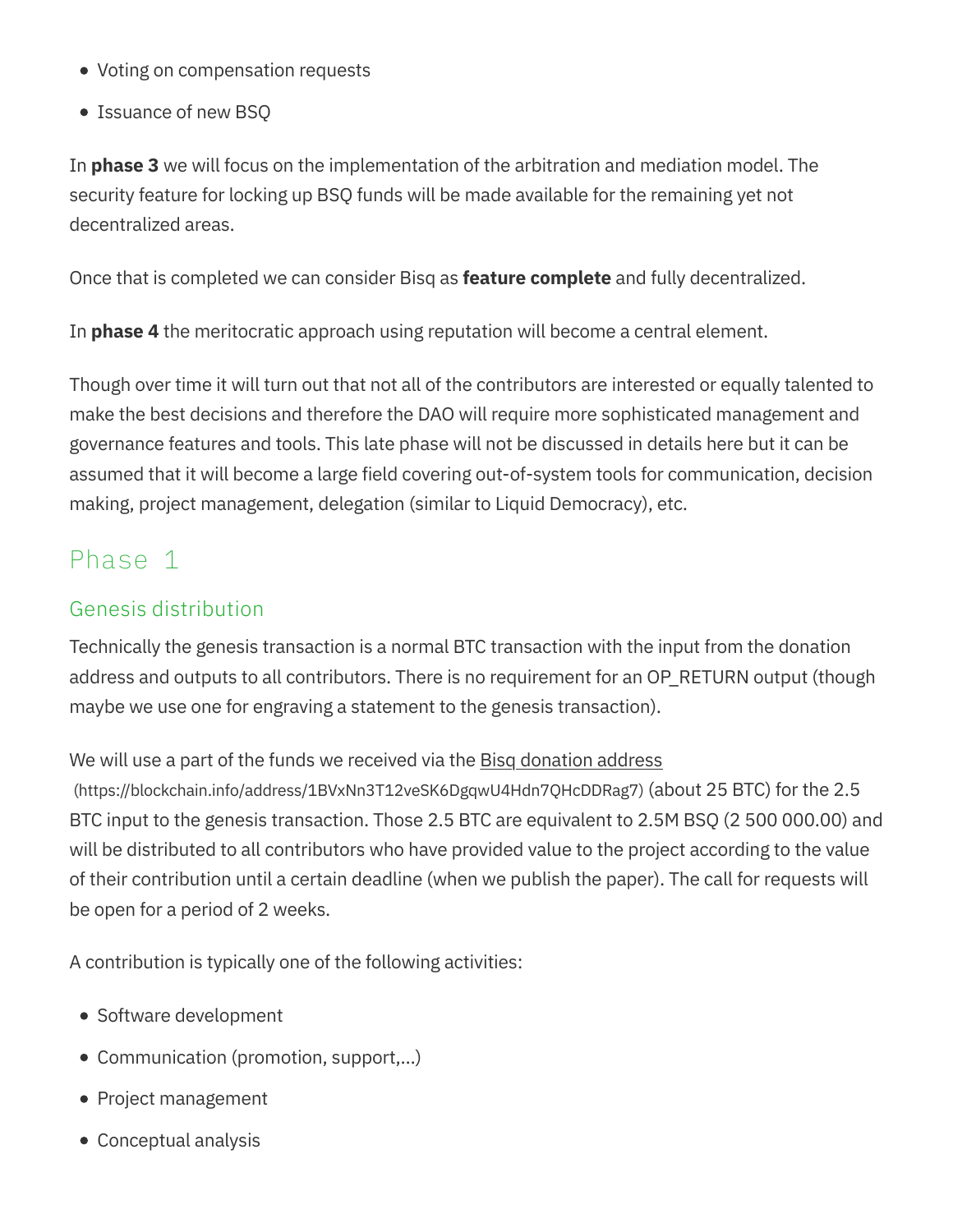- Voting on compensation requests
- Issuance of new BSQ

In **phase 3** we will focus on the implementation of the arbitration and mediation model. The security feature for locking up BSQ funds will be made available for the remaining yet not decentralized areas.

Once that is completed we can consider Bisq as **feature complete** and fully decentralized.

In **phase 4** the meritocratic approach using reputation will become a central element.

Though over time it will turn out that not all of the contributors are interested or equally talented to make the best decisions and therefore the DAO will require more sophisticated management and governance features and tools. This late phase will not be discussed in details here but it can be assumed that it will become a large field covering out-of-system tools for communication, decision making, project management, delegation (similar to Liquid Democracy), etc.

## Phase 1

### Genesis distribution

Technically the genesis transaction is a normal BTC transaction with the input from the donation address and outputs to all contributors. There is no requirement for an OP_RETURN output (though maybe we use one for engraving a statement to the genesis transaction).

We will use a part of the funds we received via the Bisq donation address (https://blockchain.info/address/1BVxNn3T12veSK6DgqwU4Hdn7QHcDDRag7) (about 25 BTC) for the 2.5 BTC input to the genesis transaction. Those 2.5 BTC are equivalent to 2.5M BSQ (2 500 000.00) and will be distributed to all contributors who have provided value to the project according to the value of their contribution until a certain deadline (when we publish the paper). The call for requests will be open for a period of 2 weeks.

A contribution is typically one of the following activities:

- Software development
- Communication (promotion, support,...)
- Project management
- Conceptual analysis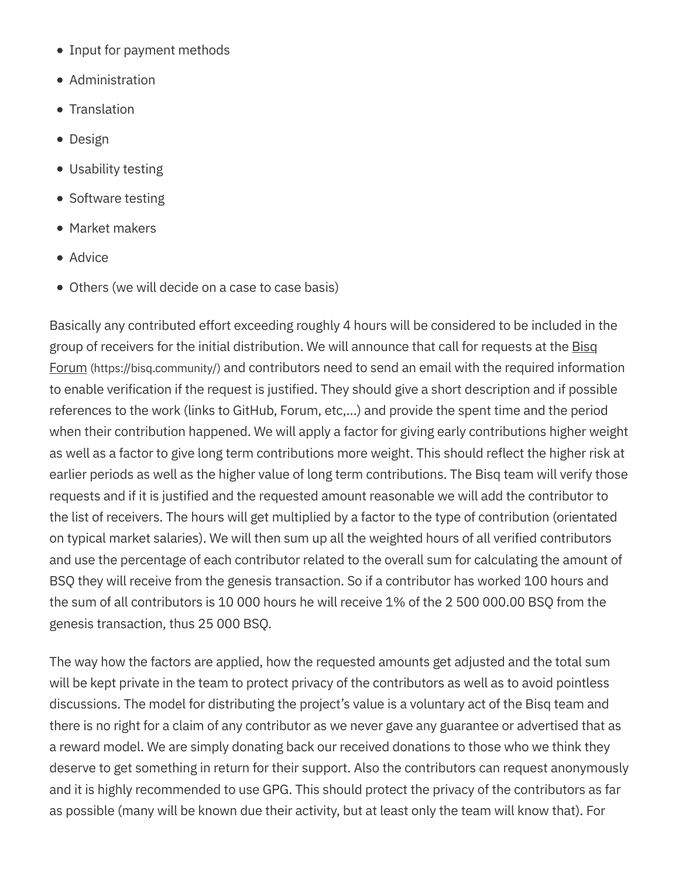- Input for payment methods
- Administration
- Translation
- Design
- Usability testing
- Software testing
- Market makers
- Advice
- Others (we will decide on a case to case basis)

Basically any contributed effort exceeding roughly 4 hours will be considered to be included in the group of receivers for the initial distribution. We will announce that call for requests at the Bisq Forum (https://bisq.community/) and contributors need to send an email with the required information to enable verification if the request is justified. They should give a short description and if possible references to the work (links to GitHub, Forum, etc,...) and provide the spent time and the period when their contribution happened. We will apply a factor for giving early contributions higher weight as well as a factor to give long term contributions more weight. This should reflect the higher risk at earlier periods as well as the higher value of long term contributions. The Bisq team will verify those requests and if it is justified and the requested amount reasonable we will add the contributor to the list of receivers. The hours will get multiplied by a factor to the type of contribution (orientated on typical market salaries). We will then sum up all the weighted hours of all verified contributors and use the percentage of each contributor related to the overall sum for calculating the amount of BSQ they will receive from the genesis transaction. So if a contributor has worked 100 hours and the sum of all contributors is 10 000 hours he will receive 1% of the 2 500 000.00 BSQ from the genesis transaction, thus 25 000 BSQ.

The way how the factors are applied, how the requested amounts get adjusted and the total sum will be kept private in the team to protect privacy of the contributors as well as to avoid pointless discussions. The model for distributing the project's value is a voluntary act of the Bisq team and there is no right for a claim of any contributor as we never gave any guarantee or advertised that as a reward model. We are simply donating back our received donations to those who we think they deserve to get something in return for their support. Also the contributors can request anonymously and it is highly recommended to use GPG. This should protect the privacy of the contributors as far as possible (many will be known due their activity, but at least only the team will know that). For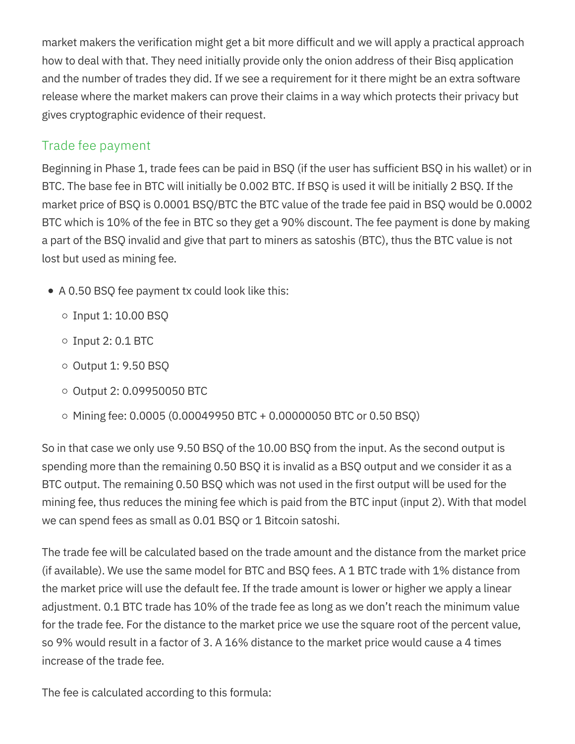market makers the verification might get a bit more difficult and we will apply a practical approach how to deal with that. They need initially provide only the onion address of their Bisq application and the number of trades they did. If we see a requirement for it there might be an extra software release where the market makers can prove their claims in a way which protects their privacy but gives cryptographic evidence of their request.

### Trade fee payment

Beginning in Phase 1, trade fees can be paid in BSQ (if the user has sufficient BSQ in his wallet) or in BTC. The base fee in BTC will initially be 0.002 BTC. If BSQ is used it will be initially 2 BSQ. If the market price of BSQ is 0.0001 BSQ/BTC the BTC value of the trade fee paid in BSQ would be 0.0002 BTC which is 10% of the fee in BTC so they get a 90% discount. The fee payment is done by making a part of the BSQ invalid and give that part to miners as satoshis (BTC), thus the BTC value is not lost but used as mining fee.

- A 0.50 BSQ fee payment tx could look like this:
    - Input 1: 10.00 BSQ
    - Input 2: 0.1 BTC
    - Output 1: 9.50 BSQ
    - Output 2: 0.09950050 BTC
    - Mining fee: 0.0005 (0.00049950 BTC + 0.00000050 BTC or 0.50 BSQ)

So in that case we only use 9.50 BSQ of the 10.00 BSQ from the input. As the second output is spending more than the remaining 0.50 BSQ it is invalid as a BSQ output and we consider it as a BTC output. The remaining 0.50 BSQ which was not used in the first output will be used for the mining fee, thus reduces the mining fee which is paid from the BTC input (input 2). With that model we can spend fees as small as 0.01 BSQ or 1 Bitcoin satoshi.

The trade fee will be calculated based on the trade amount and the distance from the market price (if available). We use the same model for BTC and BSQ fees. A 1 BTC trade with 1% distance from the market price will use the default fee. If the trade amount is lower or higher we apply a linear adjustment. 0.1 BTC trade has 10% of the trade fee as long as we don't reach the minimum value for the trade fee. For the distance to the market price we use the square root of the percent value, so 9% would result in a factor of 3. A 16% distance to the market price would cause a 4 times increase of the trade fee.

The fee is calculated according to this formula: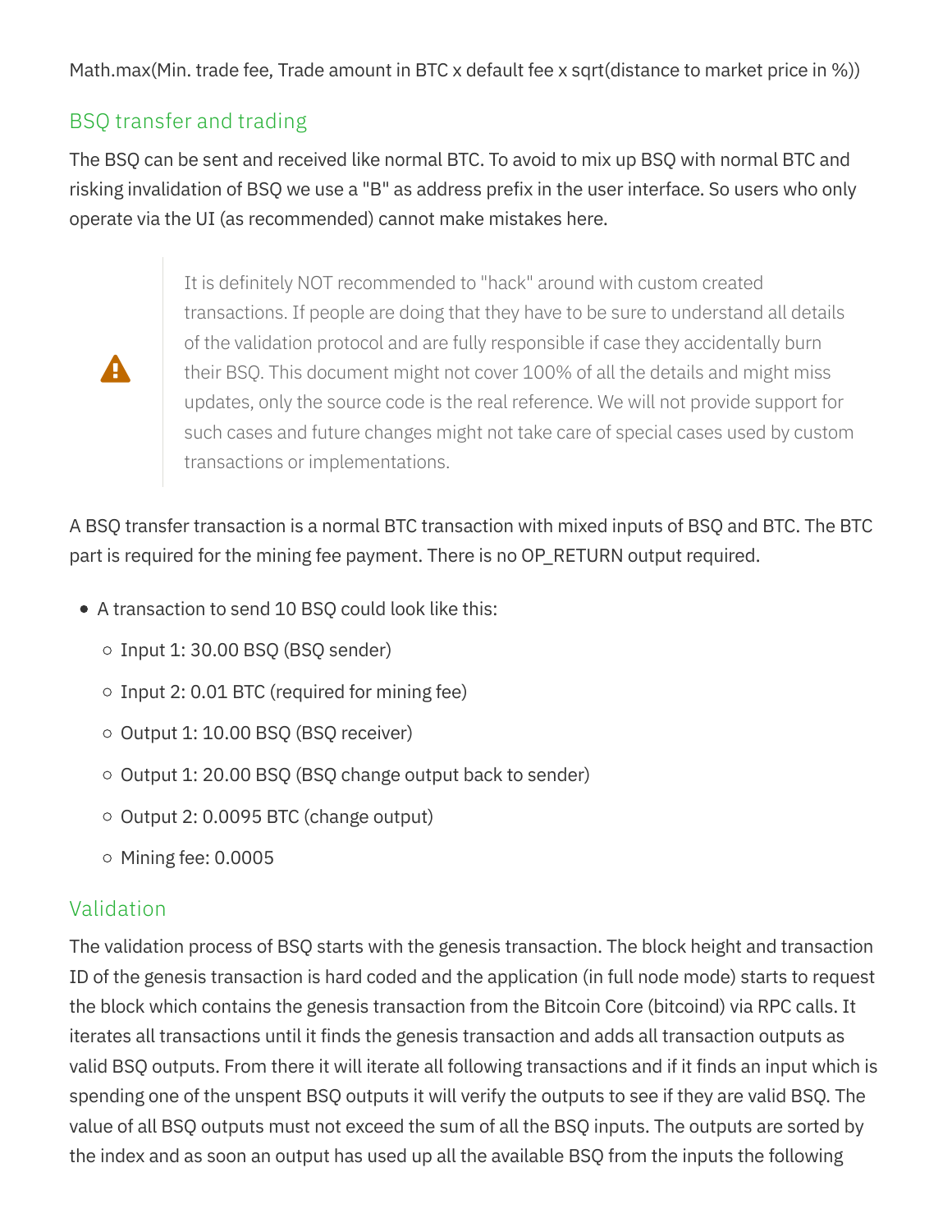Math.max(Min. trade fee, Trade amount in BTC x default fee x sqrt(distance to market price in %))

## BSQ transfer and trading

The BSQ can be sent and received like normal BTC. To avoid to mix up BSQ with normal BTC and risking invalidation of BSQ we use a "B" as address prefix in the user interface. So users who only operate via the UI (as recommended) cannot make mistakes here.

> ⚠ It is definitely NOT recommended to "hack" around with custom created transactions. If people are doing that they have to be sure to understand all details of the validation protocol and are fully responsible if case they accidentally burn their BSQ. This document might not cover 100% of all the details and might miss updates, only the source code is the real reference. We will not provide support for such cases and future changes might not take care of special cases used by custom transactions or implementations.

A BSQ transfer transaction is a normal BTC transaction with mixed inputs of BSQ and BTC. The BTC part is required for the mining fee payment. There is no OP_RETURN output required.

- A transaction to send 10 BSQ could look like this:
  - Input 1: 30.00 BSQ (BSQ sender)
  - Input 2: 0.01 BTC (required for mining fee)
  - Output 1: 10.00 BSQ (BSQ receiver)
  - Output 1: 20.00 BSQ (BSQ change output back to sender)
  - Output 2: 0.0095 BTC (change output)
  - Mining fee: 0.0005

## Validation

The validation process of BSQ starts with the genesis transaction. The block height and transaction ID of the genesis transaction is hard coded and the application (in full node mode) starts to request the block which contains the genesis transaction from the Bitcoin Core (bitcoind) via RPC calls. It iterates all transactions until it finds the genesis transaction and adds all transaction outputs as valid BSQ outputs. From there it will iterate all following transactions and if it finds an input which is spending one of the unspent BSQ outputs it will verify the outputs to see if they are valid BSQ. The value of all BSQ outputs must not exceed the sum of all the BSQ inputs. The outputs are sorted by the index and as soon an output has used up all the available BSQ from the inputs the following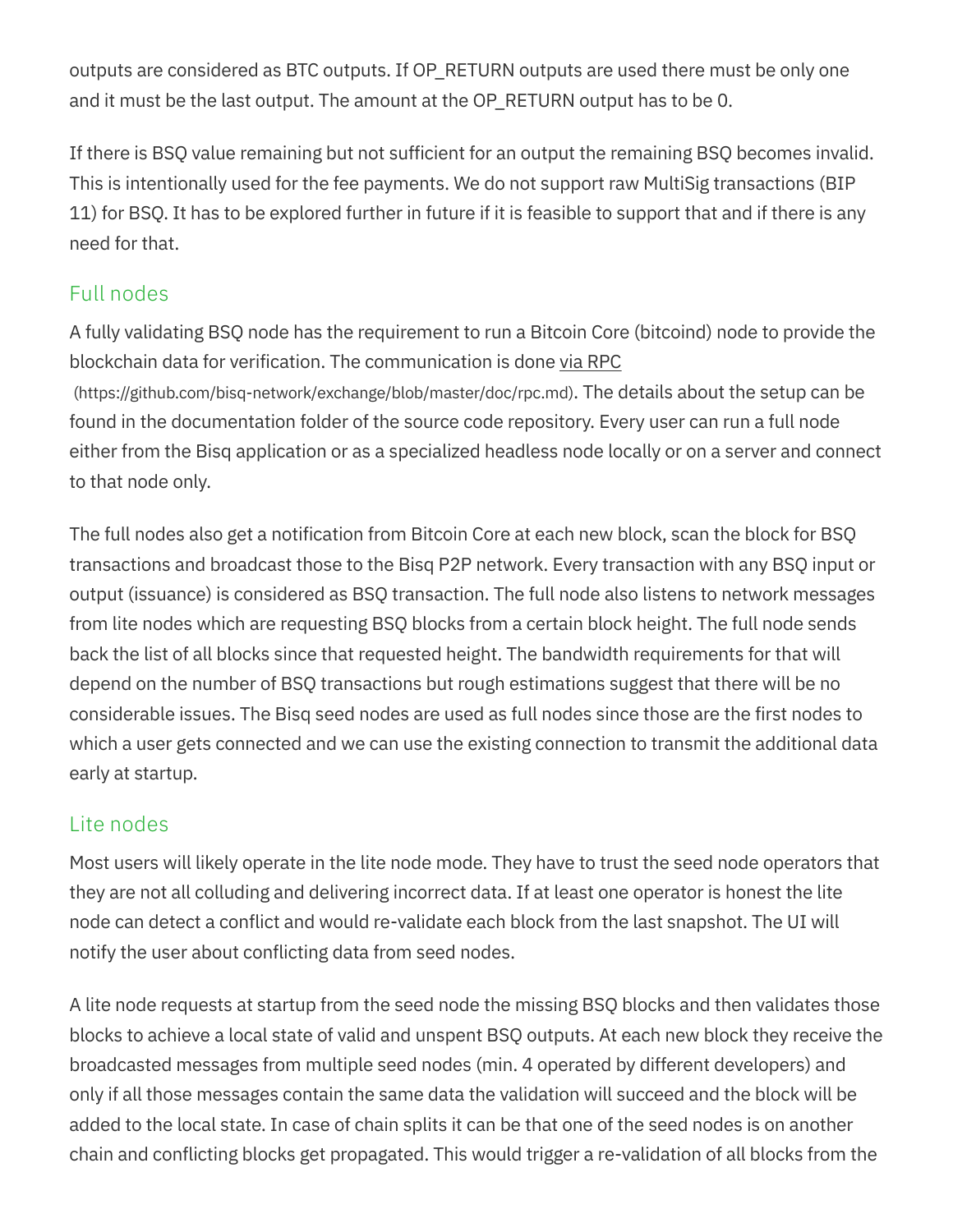outputs are considered as BTC outputs. If OP_RETURN outputs are used there must be only one and it must be the last output. The amount at the OP_RETURN output has to be 0.

If there is BSQ value remaining but not sufficient for an output the remaining BSQ becomes invalid. This is intentionally used for the fee payments. We do not support raw MultiSig transactions (BIP 11) for BSQ. It has to be explored further in future if it is feasible to support that and if there is any need for that.

## Full nodes

A fully validating BSQ node has the requirement to run a Bitcoin Core (bitcoind) node to provide the blockchain data for verification. The communication is done via RPC (https://github.com/bisq-network/exchange/blob/master/doc/rpc.md). The details about the setup can be found in the documentation folder of the source code repository. Every user can run a full node either from the Bisq application or as a specialized headless node locally or on a server and connect to that node only.

The full nodes also get a notification from Bitcoin Core at each new block, scan the block for BSQ transactions and broadcast those to the Bisq P2P network. Every transaction with any BSQ input or output (issuance) is considered as BSQ transaction. The full node also listens to network messages from lite nodes which are requesting BSQ blocks from a certain block height. The full node sends back the list of all blocks since that requested height. The bandwidth requirements for that will depend on the number of BSQ transactions but rough estimations suggest that there will be no considerable issues. The Bisq seed nodes are used as full nodes since those are the first nodes to which a user gets connected and we can use the existing connection to transmit the additional data early at startup.

## Lite nodes

Most users will likely operate in the lite node mode. They have to trust the seed node operators that they are not all colluding and delivering incorrect data. If at least one operator is honest the lite node can detect a conflict and would re-validate each block from the last snapshot. The UI will notify the user about conflicting data from seed nodes.

A lite node requests at startup from the seed node the missing BSQ blocks and then validates those blocks to achieve a local state of valid and unspent BSQ outputs. At each new block they receive the broadcasted messages from multiple seed nodes (min. 4 operated by different developers) and only if all those messages contain the same data the validation will succeed and the block will be added to the local state. In case of chain splits it can be that one of the seed nodes is on another chain and conflicting blocks get propagated. This would trigger a re-validation of all blocks from the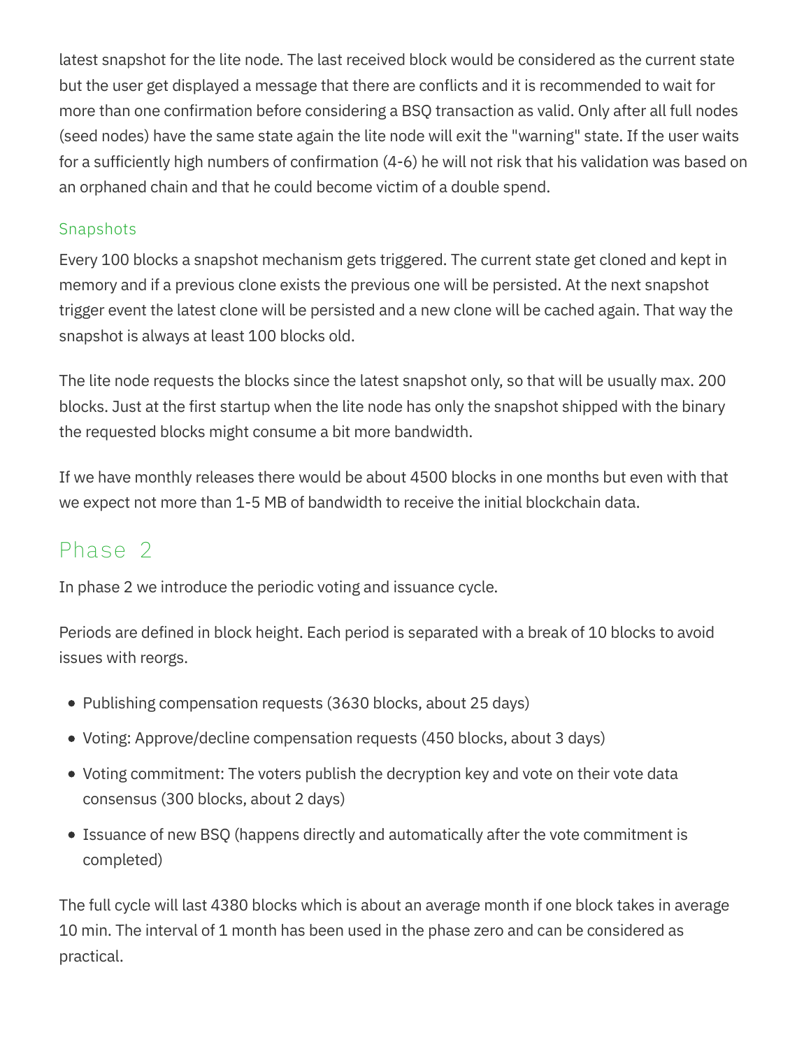latest snapshot for the lite node. The last received block would be considered as the current state but the user get displayed a message that there are conflicts and it is recommended to wait for more than one confirmation before considering a BSQ transaction as valid. Only after all full nodes (seed nodes) have the same state again the lite node will exit the "warning" state. If the user waits for a sufficiently high numbers of confirmation (4-6) he will not risk that his validation was based on an orphaned chain and that he could become victim of a double spend.

### Snapshots

Every 100 blocks a snapshot mechanism gets triggered. The current state get cloned and kept in memory and if a previous clone exists the previous one will be persisted. At the next snapshot trigger event the latest clone will be persisted and a new clone will be cached again. That way the snapshot is always at least 100 blocks old.

The lite node requests the blocks since the latest snapshot only, so that will be usually max. 200 blocks. Just at the first startup when the lite node has only the snapshot shipped with the binary the requested blocks might consume a bit more bandwidth.

If we have monthly releases there would be about 4500 blocks in one months but even with that we expect not more than 1-5 MB of bandwidth to receive the initial blockchain data.

## Phase 2

In phase 2 we introduce the periodic voting and issuance cycle.

Periods are defined in block height. Each period is separated with a break of 10 blocks to avoid issues with reorgs.

- Publishing compensation requests (3630 blocks, about 25 days)
- Voting: Approve/decline compensation requests (450 blocks, about 3 days)
- Voting commitment: The voters publish the decryption key and vote on their vote data consensus (300 blocks, about 2 days)
- Issuance of new BSQ (happens directly and automatically after the vote commitment is completed)

The full cycle will last 4380 blocks which is about an average month if one block takes in average 10 min. The interval of 1 month has been used in the phase zero and can be considered as practical.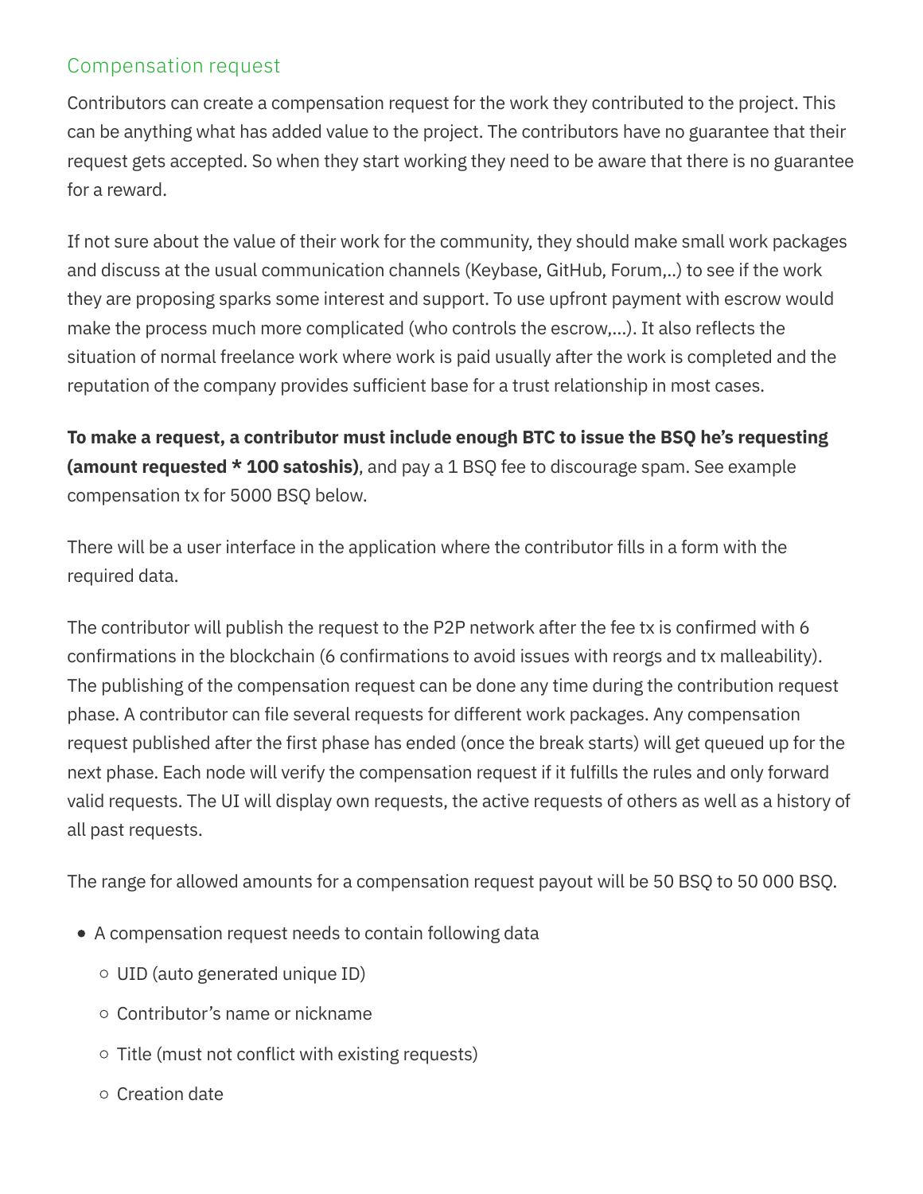## Compensation request

Contributors can create a compensation request for the work they contributed to the project. This can be anything what has added value to the project. The contributors have no guarantee that their request gets accepted. So when they start working they need to be aware that there is no guarantee for a reward.

If not sure about the value of their work for the community, they should make small work packages and discuss at the usual communication channels (Keybase, GitHub, Forum,..) to see if the work they are proposing sparks some interest and support. To use upfront payment with escrow would make the process much more complicated (who controls the escrow,...). It also reflects the situation of normal freelance work where work is paid usually after the work is completed and the reputation of the company provides sufficient base for a trust relationship in most cases.

**To make a request, a contributor must include enough BTC to issue the BSQ he's requesting (amount requested * 100 satoshis)**, and pay a 1 BSQ fee to discourage spam. See example compensation tx for 5000 BSQ below.

There will be a user interface in the application where the contributor fills in a form with the required data.

The contributor will publish the request to the P2P network after the fee tx is confirmed with 6 confirmations in the blockchain (6 confirmations to avoid issues with reorgs and tx malleability). The publishing of the compensation request can be done any time during the contribution request phase. A contributor can file several requests for different work packages. Any compensation request published after the first phase has ended (once the break starts) will get queued up for the next phase. Each node will verify the compensation request if it fulfills the rules and only forward valid requests. The UI will display own requests, the active requests of others as well as a history of all past requests.

The range for allowed amounts for a compensation request payout will be 50 BSQ to 50 000 BSQ.

- A compensation request needs to contain following data
  - UID (auto generated unique ID)
  - Contributor's name or nickname
  - Title (must not conflict with existing requests)
  - Creation date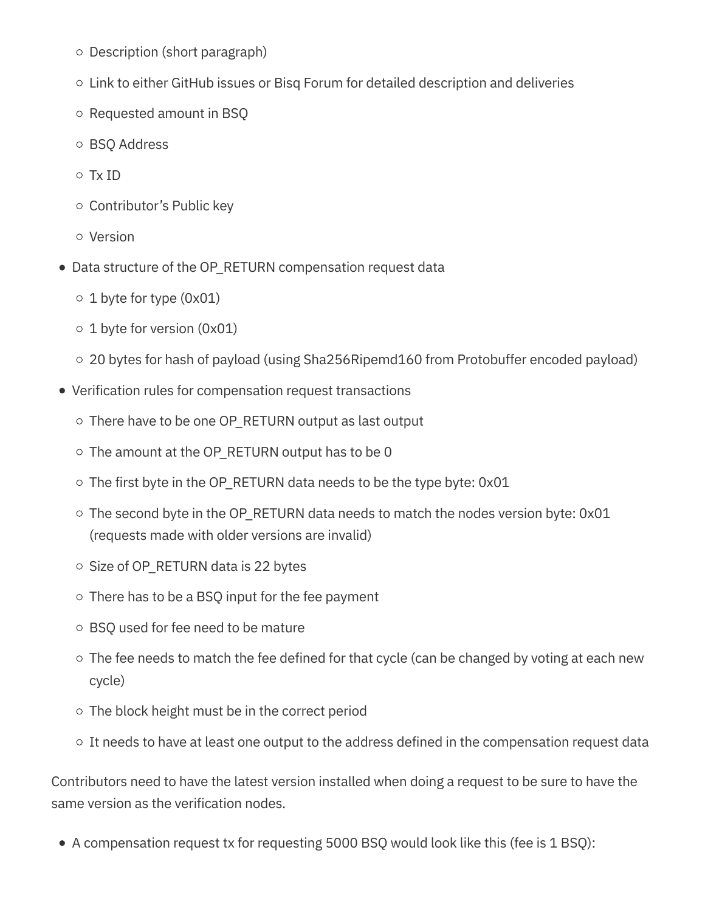- Description (short paragraph)
  - Link to either GitHub issues or Bisq Forum for detailed description and deliveries
  - Requested amount in BSQ
  - BSQ Address
  - Tx ID
  - Contributor's Public key
  - Version
- Data structure of the OP_RETURN compensation request data
  - 1 byte for type (0x01)
  - 1 byte for version (0x01)
  - 20 bytes for hash of payload (using Sha256Ripemd160 from Protobuffer encoded payload)
- Verification rules for compensation request transactions
  - There have to be one OP_RETURN output as last output
  - The amount at the OP_RETURN output has to be 0
  - The first byte in the OP_RETURN data needs to be the type byte: 0x01
  - The second byte in the OP_RETURN data needs to match the nodes version byte: 0x01 (requests made with older versions are invalid)
  - Size of OP_RETURN data is 22 bytes
  - There has to be a BSQ input for the fee payment
  - BSQ used for fee need to be mature
  - The fee needs to match the fee defined for that cycle (can be changed by voting at each new cycle)
  - The block height must be in the correct period
  - It needs to have at least one output to the address defined in the compensation request data

Contributors need to have the latest version installed when doing a request to be sure to have the same version as the verification nodes.

- A compensation request tx for requesting 5000 BSQ would look like this (fee is 1 BSQ):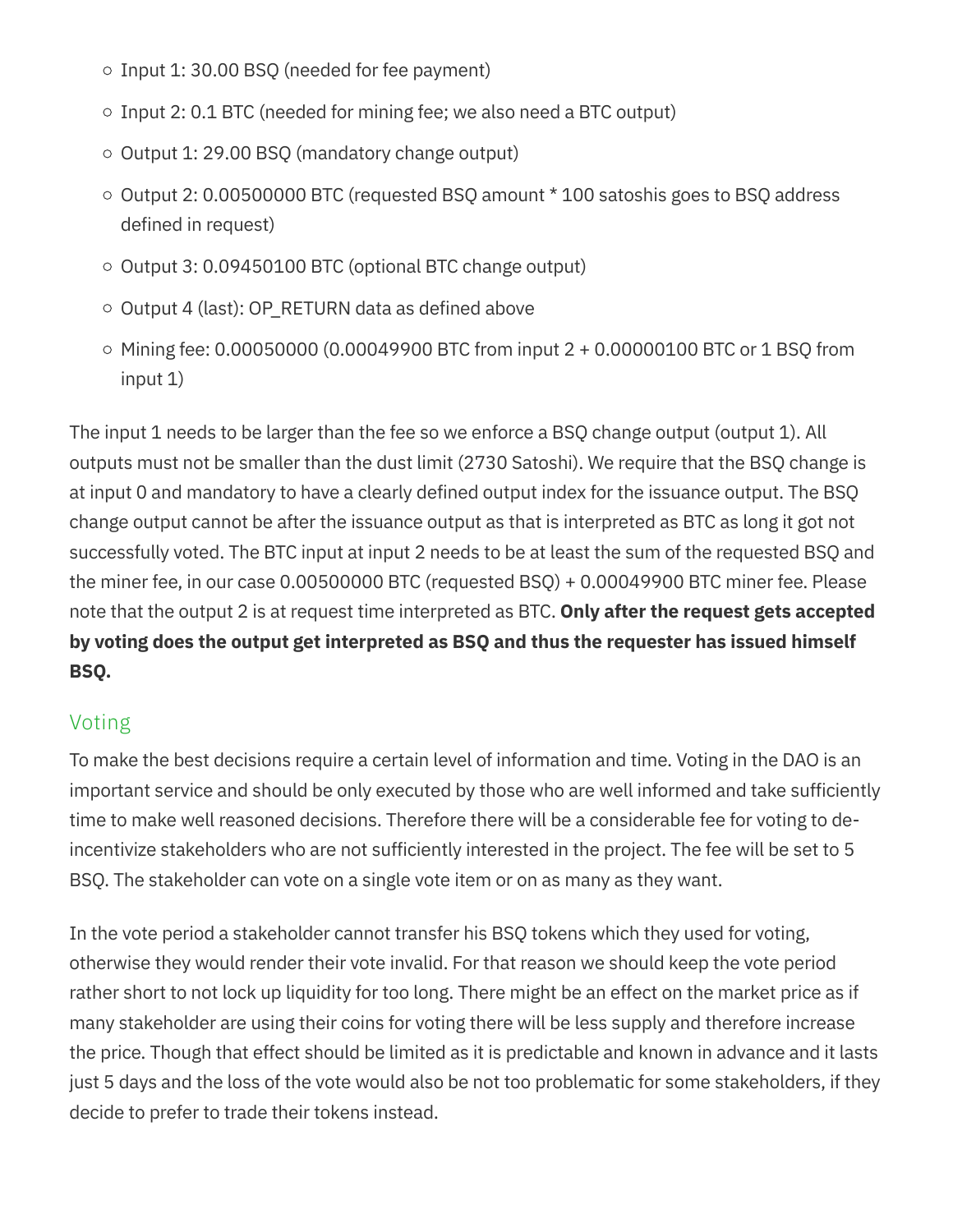- Input 1: 30.00 BSQ (needed for fee payment)
- Input 2: 0.1 BTC (needed for mining fee; we also need a BTC output)
- Output 1: 29.00 BSQ (mandatory change output)
- Output 2: 0.00500000 BTC (requested BSQ amount * 100 satoshis goes to BSQ address defined in request)
- Output 3: 0.09450100 BTC (optional BTC change output)
- Output 4 (last): OP_RETURN data as defined above
- Mining fee: 0.00050000 (0.00049900 BTC from input 2 + 0.00000100 BTC or 1 BSQ from input 1)

The input 1 needs to be larger than the fee so we enforce a BSQ change output (output 1). All outputs must not be smaller than the dust limit (2730 Satoshi). We require that the BSQ change is at input 0 and mandatory to have a clearly defined output index for the issuance output. The BSQ change output cannot be after the issuance output as that is interpreted as BTC as long it got not successfully voted. The BTC input at input 2 needs to be at least the sum of the requested BSQ and the miner fee, in our case 0.00500000 BTC (requested BSQ) + 0.00049900 BTC miner fee. Please note that the output 2 is at request time interpreted as BTC. **Only after the request gets accepted by voting does the output get interpreted as BSQ and thus the requester has issued himself BSQ.**

## Voting

To make the best decisions require a certain level of information and time. Voting in the DAO is an important service and should be only executed by those who are well informed and take sufficiently time to make well reasoned decisions. Therefore there will be a considerable fee for voting to de-incentivize stakeholders who are not sufficiently interested in the project. The fee will be set to 5 BSQ. The stakeholder can vote on a single vote item or on as many as they want.

In the vote period a stakeholder cannot transfer his BSQ tokens which they used for voting, otherwise they would render their vote invalid. For that reason we should keep the vote period rather short to not lock up liquidity for too long. There might be an effect on the market price as if many stakeholder are using their coins for voting there will be less supply and therefore increase the price. Though that effect should be limited as it is predictable and known in advance and it lasts just 5 days and the loss of the vote would also be not too problematic for some stakeholders, if they decide to prefer to trade their tokens instead.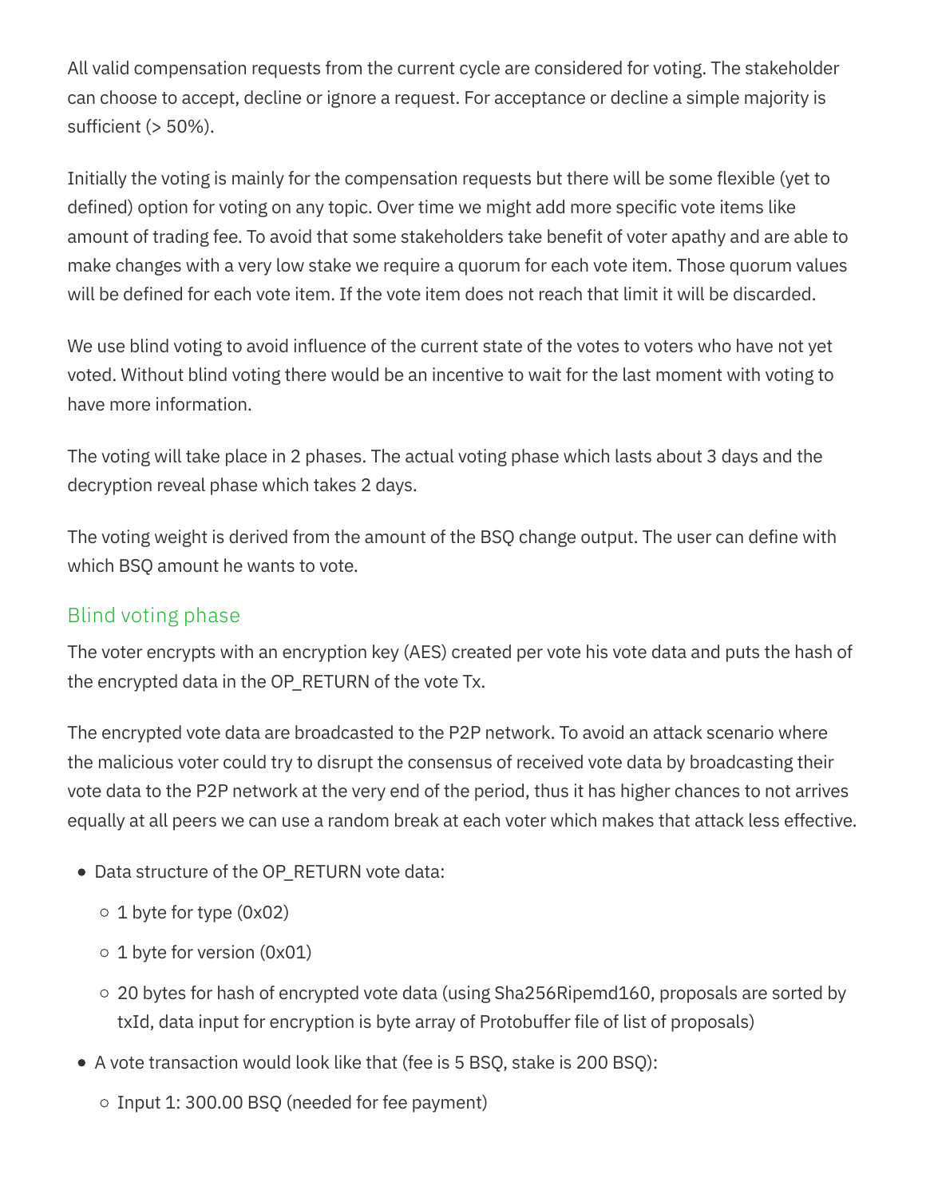All valid compensation requests from the current cycle are considered for voting. The stakeholder can choose to accept, decline or ignore a request. For acceptance or decline a simple majority is sufficient (> 50%).

Initially the voting is mainly for the compensation requests but there will be some flexible (yet to defined) option for voting on any topic. Over time we might add more specific vote items like amount of trading fee. To avoid that some stakeholders take benefit of voter apathy and are able to make changes with a very low stake we require a quorum for each vote item. Those quorum values will be defined for each vote item. If the vote item does not reach that limit it will be discarded.

We use blind voting to avoid influence of the current state of the votes to voters who have not yet voted. Without blind voting there would be an incentive to wait for the last moment with voting to have more information.

The voting will take place in 2 phases. The actual voting phase which lasts about 3 days and the decryption reveal phase which takes 2 days.

The voting weight is derived from the amount of the BSQ change output. The user can define with which BSQ amount he wants to vote.

### Blind voting phase

The voter encrypts with an encryption key (AES) created per vote his vote data and puts the hash of the encrypted data in the OP_RETURN of the vote Tx.

The encrypted vote data are broadcasted to the P2P network. To avoid an attack scenario where the malicious voter could try to disrupt the consensus of received vote data by broadcasting their vote data to the P2P network at the very end of the period, thus it has higher chances to not arrives equally at all peers we can use a random break at each voter which makes that attack less effective.

- Data structure of the OP_RETURN vote data:
  - 1 byte for type (0x02)
  - 1 byte for version (0x01)
  - 20 bytes for hash of encrypted vote data (using Sha256Ripemd160, proposals are sorted by txId, data input for encryption is byte array of Protobuffer file of list of proposals)
- A vote transaction would look like that (fee is 5 BSQ, stake is 200 BSQ):
  - Input 1: 300.00 BSQ (needed for fee payment)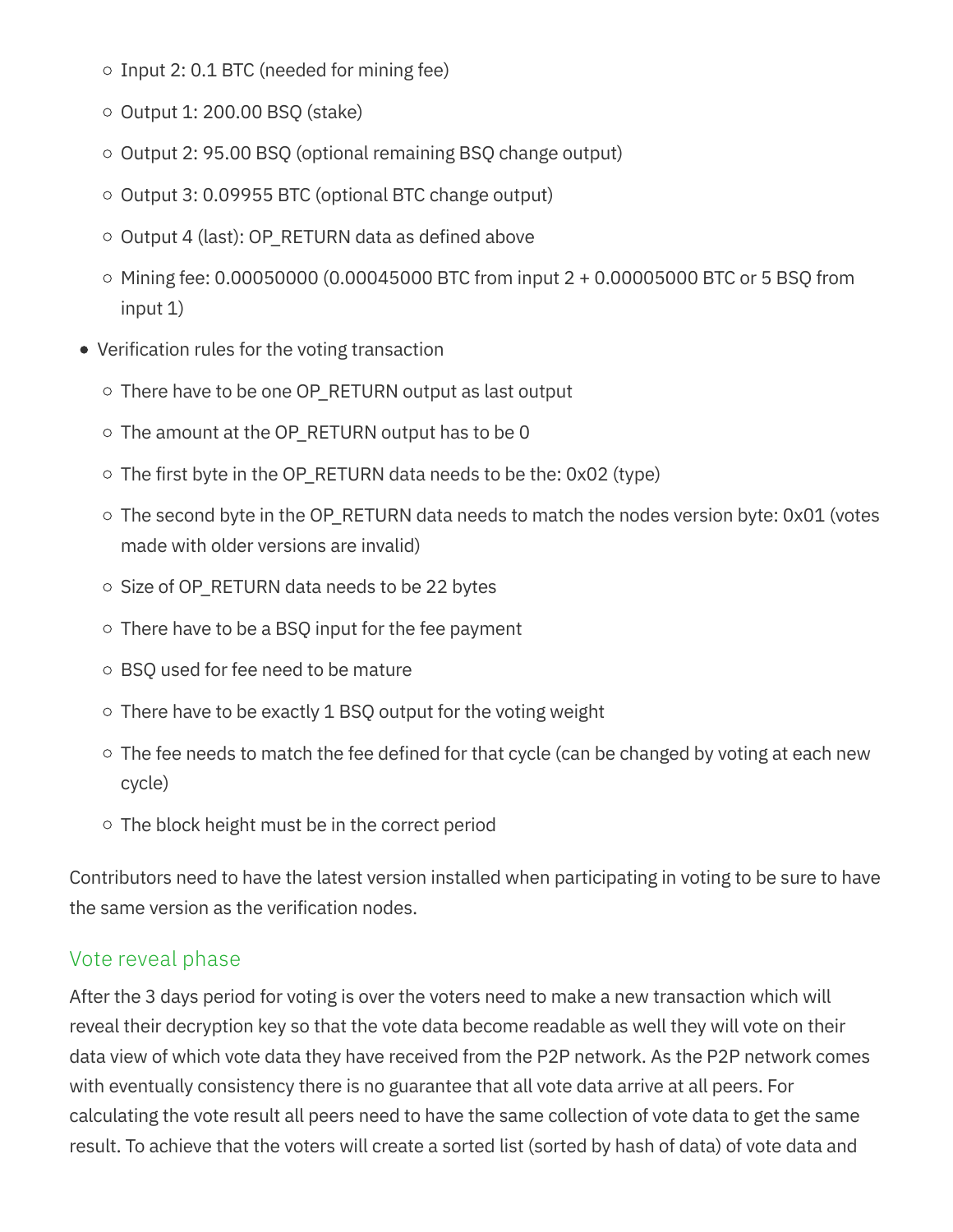- Input 2: 0.1 BTC (needed for mining fee)
  - Output 1: 200.00 BSQ (stake)
  - Output 2: 95.00 BSQ (optional remaining BSQ change output)
  - Output 3: 0.09955 BTC (optional BTC change output)
  - Output 4 (last): OP_RETURN data as defined above
  - Mining fee: 0.00050000 (0.00045000 BTC from input 2 + 0.00005000 BTC or 5 BSQ from input 1)
- Verification rules for the voting transaction
  - There have to be one OP_RETURN output as last output
  - The amount at the OP_RETURN output has to be 0
  - The first byte in the OP_RETURN data needs to be the: 0x02 (type)
  - The second byte in the OP_RETURN data needs to match the nodes version byte: 0x01 (votes made with older versions are invalid)
  - Size of OP_RETURN data needs to be 22 bytes
  - There have to be a BSQ input for the fee payment
  - BSQ used for fee need to be mature
  - There have to be exactly 1 BSQ output for the voting weight
  - The fee needs to match the fee defined for that cycle (can be changed by voting at each new cycle)
  - The block height must be in the correct period

Contributors need to have the latest version installed when participating in voting to be sure to have the same version as the verification nodes.

### Vote reveal phase

After the 3 days period for voting is over the voters need to make a new transaction which will reveal their decryption key so that the vote data become readable as well they will vote on their data view of which vote data they have received from the P2P network. As the P2P network comes with eventually consistency there is no guarantee that all vote data arrive at all peers. For calculating the vote result all peers need to have the same collection of vote data to get the same result. To achieve that the voters will create a sorted list (sorted by hash of data) of vote data and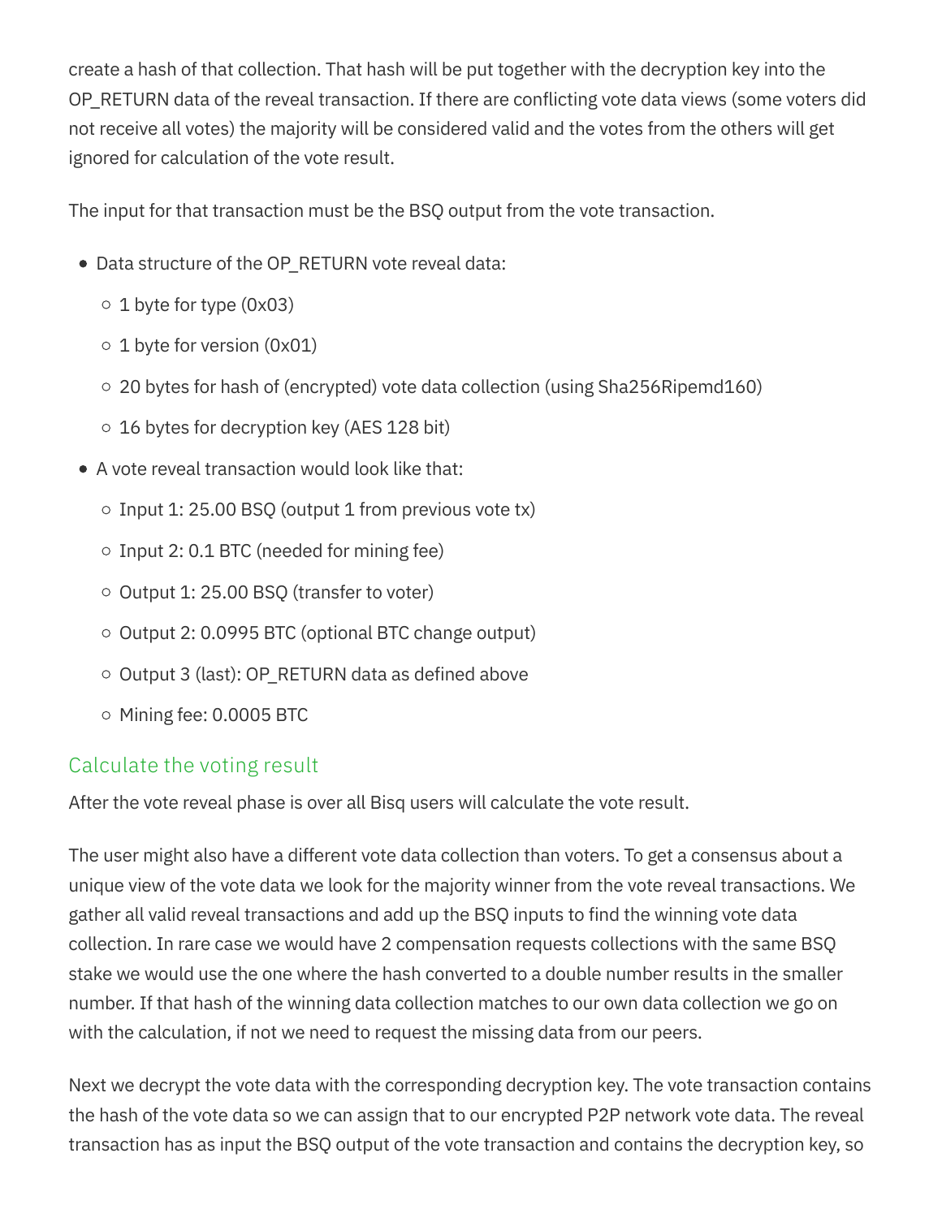create a hash of that collection. That hash will be put together with the decryption key into the OP_RETURN data of the reveal transaction. If there are conflicting vote data views (some voters did not receive all votes) the majority will be considered valid and the votes from the others will get ignored for calculation of the vote result.

The input for that transaction must be the BSQ output from the vote transaction.

- Data structure of the OP_RETURN vote reveal data:
  - 1 byte for type (0x03)
  - 1 byte for version (0x01)
  - 20 bytes for hash of (encrypted) vote data collection (using Sha256Ripemd160)
  - 16 bytes for decryption key (AES 128 bit)
- A vote reveal transaction would look like that:
  - Input 1: 25.00 BSQ (output 1 from previous vote tx)
  - Input 2: 0.1 BTC (needed for mining fee)
  - Output 1: 25.00 BSQ (transfer to voter)
  - Output 2: 0.0995 BTC (optional BTC change output)
  - Output 3 (last): OP_RETURN data as defined above
  - Mining fee: 0.0005 BTC

### Calculate the voting result

After the vote reveal phase is over all Bisq users will calculate the vote result.

The user might also have a different vote data collection than voters. To get a consensus about a unique view of the vote data we look for the majority winner from the vote reveal transactions. We gather all valid reveal transactions and add up the BSQ inputs to find the winning vote data collection. In rare case we would have 2 compensation requests collections with the same BSQ stake we would use the one where the hash converted to a double number results in the smaller number. If that hash of the winning data collection matches to our own data collection we go on with the calculation, if not we need to request the missing data from our peers.

Next we decrypt the vote data with the corresponding decryption key. The vote transaction contains the hash of the vote data so we can assign that to our encrypted P2P network vote data. The reveal transaction has as input the BSQ output of the vote transaction and contains the decryption key, so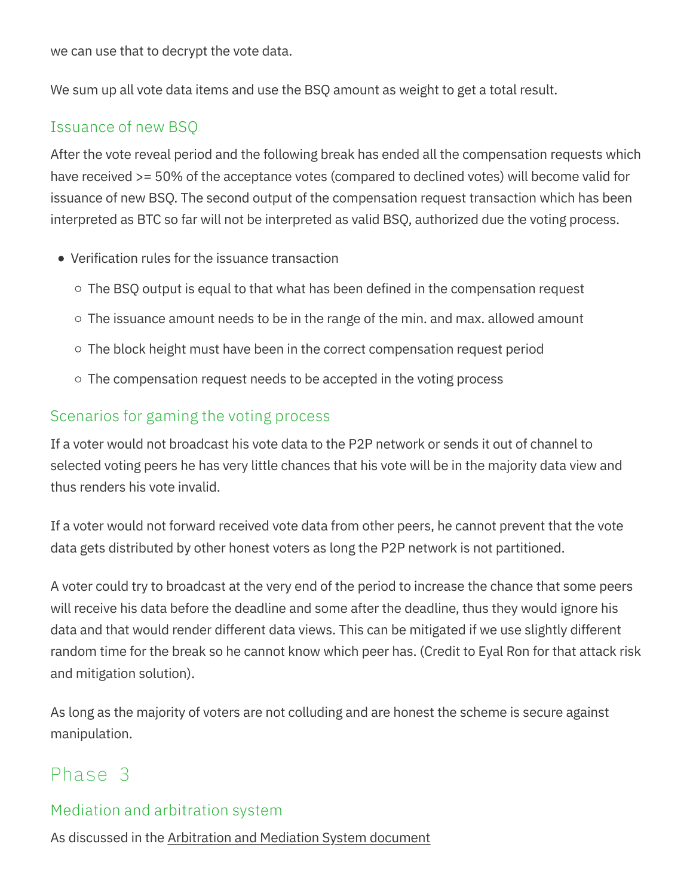we can use that to decrypt the vote data.

We sum up all vote data items and use the BSQ amount as weight to get a total result.

### Issuance of new BSQ

After the vote reveal period and the following break has ended all the compensation requests which have received >= 50% of the acceptance votes (compared to declined votes) will become valid for issuance of new BSQ. The second output of the compensation request transaction which has been interpreted as BTC so far will not be interpreted as valid BSQ, authorized due the voting process.

- Verification rules for the issuance transaction
  - The BSQ output is equal to that what has been defined in the compensation request
  - The issuance amount needs to be in the range of the min. and max. allowed amount
  - The block height must have been in the correct compensation request period
  - The compensation request needs to be accepted in the voting process

### Scenarios for gaming the voting process

If a voter would not broadcast his vote data to the P2P network or sends it out of channel to selected voting peers he has very little chances that his vote will be in the majority data view and thus renders his vote invalid.

If a voter would not forward received vote data from other peers, he cannot prevent that the vote data gets distributed by other honest voters as long the P2P network is not partitioned.

A voter could try to broadcast at the very end of the period to increase the chance that some peers will receive his data before the deadline and some after the deadline, thus they would ignore his data and that would render different data views. This can be mitigated if we use slightly different random time for the break so he cannot know which peer has. (Credit to Eyal Ron for that attack risk and mitigation solution).

As long as the majority of voters are not colluding and are honest the scheme is secure against manipulation.

## Phase 3

### Mediation and arbitration system

As discussed in the Arbitration and Mediation System document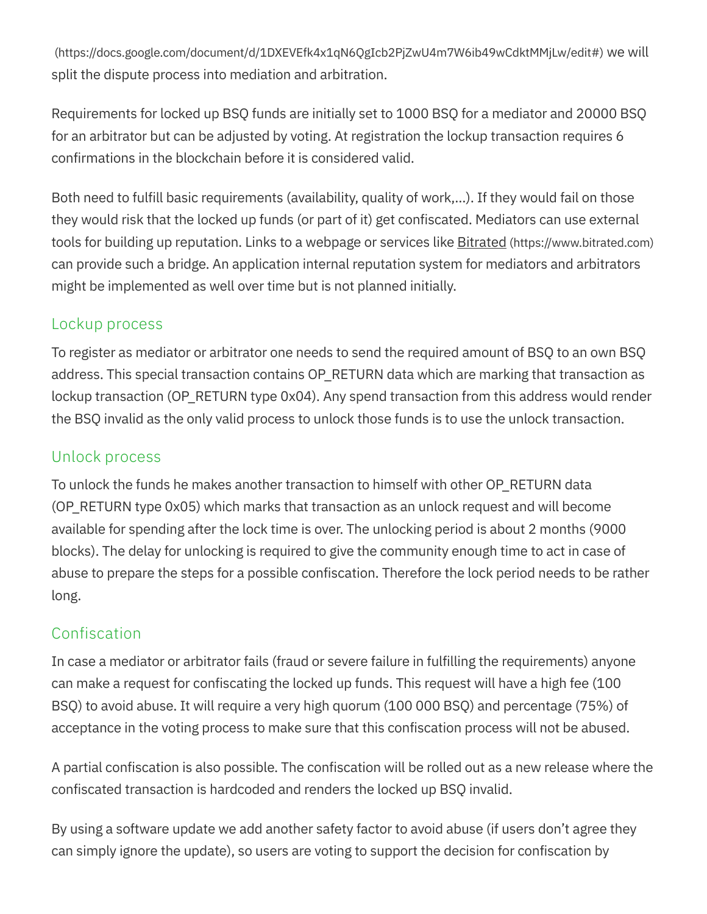(https://docs.google.com/document/d/1DXEVEfk4x1qN6QgIcb2PjZwU4m7W6ib49wCdktMMjLw/edit#) we will split the dispute process into mediation and arbitration.

Requirements for locked up BSQ funds are initially set to 1000 BSQ for a mediator and 20000 BSQ for an arbitrator but can be adjusted by voting. At registration the lockup transaction requires 6 confirmations in the blockchain before it is considered valid.

Both need to fulfill basic requirements (availability, quality of work,...). If they would fail on those they would risk that the locked up funds (or part of it) get confiscated. Mediators can use external tools for building up reputation. Links to a webpage or services like Bitrated (https://www.bitrated.com) can provide such a bridge. An application internal reputation system for mediators and arbitrators might be implemented as well over time but is not planned initially.

## Lockup process

To register as mediator or arbitrator one needs to send the required amount of BSQ to an own BSQ address. This special transaction contains OP_RETURN data which are marking that transaction as lockup transaction (OP_RETURN type 0x04). Any spend transaction from this address would render the BSQ invalid as the only valid process to unlock those funds is to use the unlock transaction.

## Unlock process

To unlock the funds he makes another transaction to himself with other OP_RETURN data (OP_RETURN type 0x05) which marks that transaction as an unlock request and will become available for spending after the lock time is over. The unlocking period is about 2 months (9000 blocks). The delay for unlocking is required to give the community enough time to act in case of abuse to prepare the steps for a possible confiscation. Therefore the lock period needs to be rather long.

## Confiscation

In case a mediator or arbitrator fails (fraud or severe failure in fulfilling the requirements) anyone can make a request for confiscating the locked up funds. This request will have a high fee (100 BSQ) to avoid abuse. It will require a very high quorum (100 000 BSQ) and percentage (75%) of acceptance in the voting process to make sure that this confiscation process will not be abused.

A partial confiscation is also possible. The confiscation will be rolled out as a new release where the confiscated transaction is hardcoded and renders the locked up BSQ invalid.

By using a software update we add another safety factor to avoid abuse (if users don't agree they can simply ignore the update), so users are voting to support the decision for confiscation by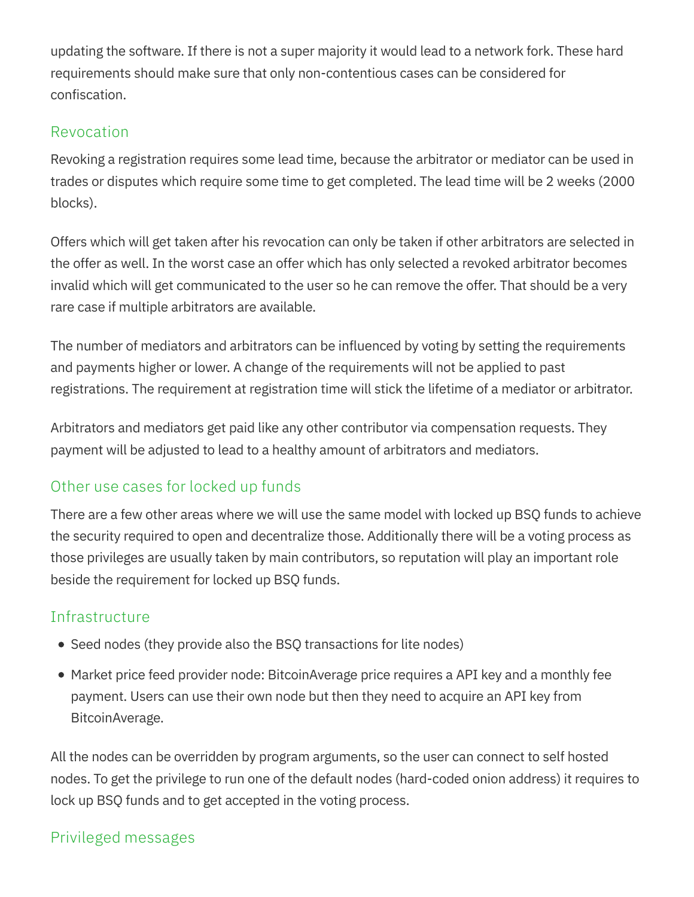updating the software. If there is not a super majority it would lead to a network fork. These hard requirements should make sure that only non-contentious cases can be considered for confiscation.

### Revocation

Revoking a registration requires some lead time, because the arbitrator or mediator can be used in trades or disputes which require some time to get completed. The lead time will be 2 weeks (2000 blocks).

Offers which will get taken after his revocation can only be taken if other arbitrators are selected in the offer as well. In the worst case an offer which has only selected a revoked arbitrator becomes invalid which will get communicated to the user so he can remove the offer. That should be a very rare case if multiple arbitrators are available.

The number of mediators and arbitrators can be influenced by voting by setting the requirements and payments higher or lower. A change of the requirements will not be applied to past registrations. The requirement at registration time will stick the lifetime of a mediator or arbitrator.

Arbitrators and mediators get paid like any other contributor via compensation requests. They payment will be adjusted to lead to a healthy amount of arbitrators and mediators.

### Other use cases for locked up funds

There are a few other areas where we will use the same model with locked up BSQ funds to achieve the security required to open and decentralize those. Additionally there will be a voting process as those privileges are usually taken by main contributors, so reputation will play an important role beside the requirement for locked up BSQ funds.

### Infrastructure

- Seed nodes (they provide also the BSQ transactions for lite nodes)
- Market price feed provider node: BitcoinAverage price requires a API key and a monthly fee payment. Users can use their own node but then they need to acquire an API key from BitcoinAverage.

All the nodes can be overridden by program arguments, so the user can connect to self hosted nodes. To get the privilege to run one of the default nodes (hard-coded onion address) it requires to lock up BSQ funds and to get accepted in the voting process.

### Privileged messages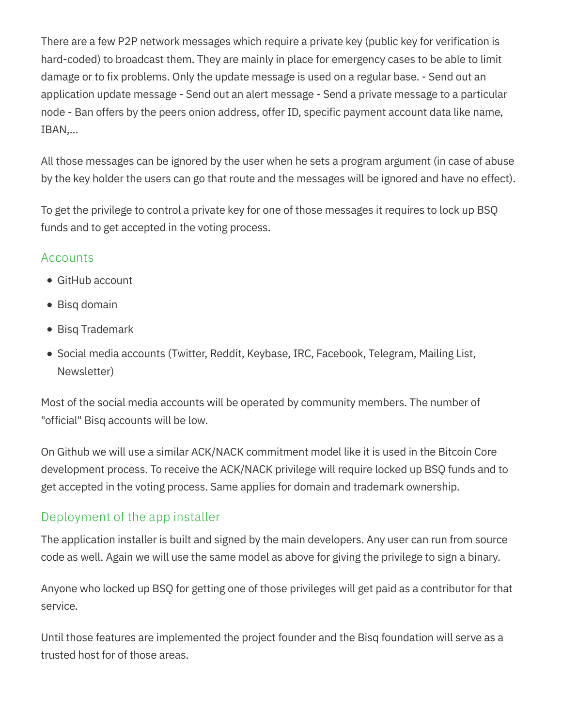There are a few P2P network messages which require a private key (public key for verification is hard-coded) to broadcast them. They are mainly in place for emergency cases to be able to limit damage or to fix problems. Only the update message is used on a regular base. - Send out an application update message - Send out an alert message - Send a private message to a particular node - Ban offers by the peers onion address, offer ID, specific payment account data like name, IBAN,...

All those messages can be ignored by the user when he sets a program argument (in case of abuse by the key holder the users can go that route and the messages will be ignored and have no effect).

To get the privilege to control a private key for one of those messages it requires to lock up BSQ funds and to get accepted in the voting process.

### Accounts

- GitHub account
- Bisq domain
- Bisq Trademark
- Social media accounts (Twitter, Reddit, Keybase, IRC, Facebook, Telegram, Mailing List, Newsletter)

Most of the social media accounts will be operated by community members. The number of "official" Bisq accounts will be low.

On Github we will use a similar ACK/NACK commitment model like it is used in the Bitcoin Core development process. To receive the ACK/NACK privilege will require locked up BSQ funds and to get accepted in the voting process. Same applies for domain and trademark ownership.

### Deployment of the app installer

The application installer is built and signed by the main developers. Any user can run from source code as well. Again we will use the same model as above for giving the privilege to sign a binary.

Anyone who locked up BSQ for getting one of those privileges will get paid as a contributor for that service.

Until those features are implemented the project founder and the Bisq foundation will serve as a trusted host for of those areas.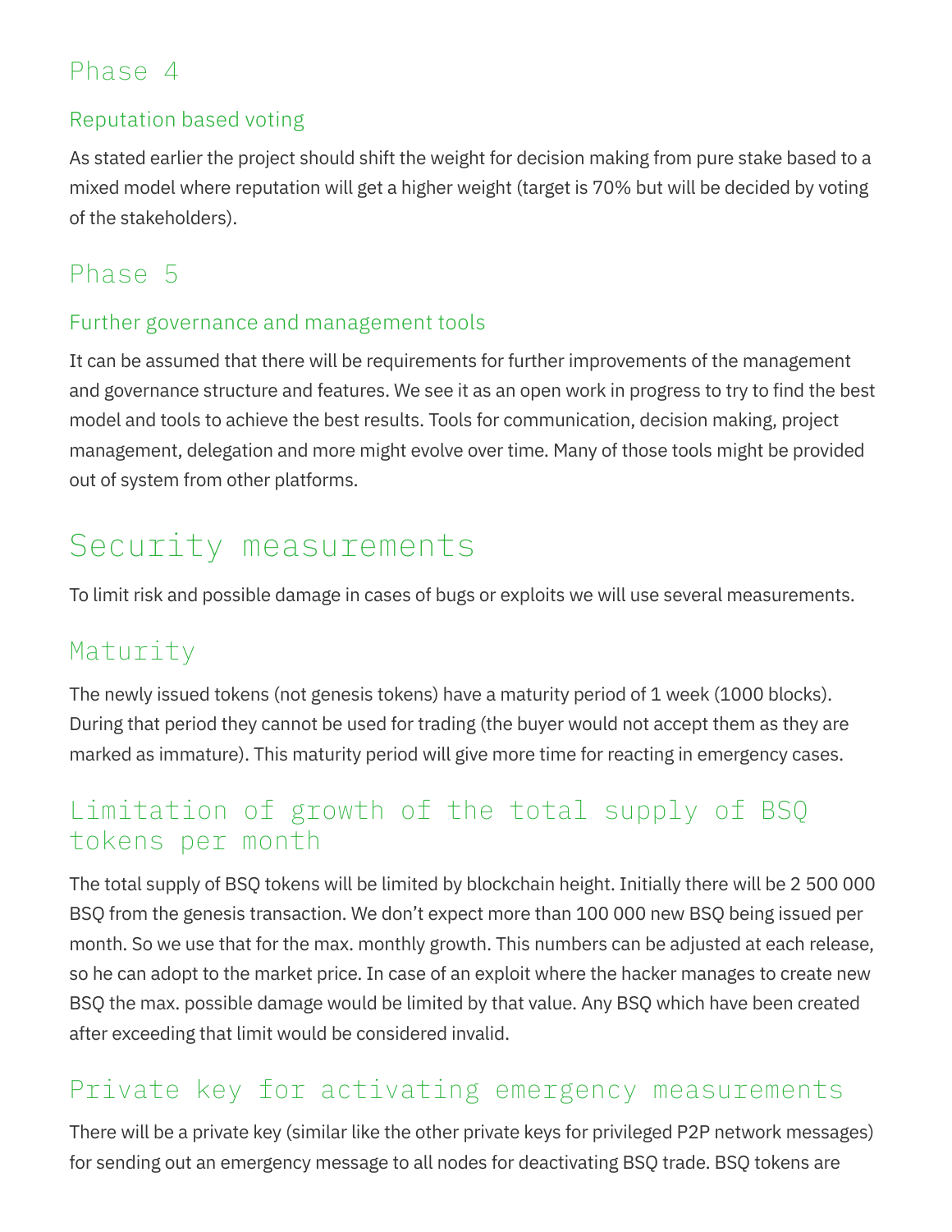## Phase 4

### Reputation based voting

As stated earlier the project should shift the weight for decision making from pure stake based to a mixed model where reputation will get a higher weight (target is 70% but will be decided by voting of the stakeholders).

## Phase 5

### Further governance and management tools

It can be assumed that there will be requirements for further improvements of the management and governance structure and features. We see it as an open work in progress to try to find the best model and tools to achieve the best results. Tools for communication, decision making, project management, delegation and more might evolve over time. Many of those tools might be provided out of system from other platforms.

# Security measurements

To limit risk and possible damage in cases of bugs or exploits we will use several measurements.

## Maturity

The newly issued tokens (not genesis tokens) have a maturity period of 1 week (1000 blocks). During that period they cannot be used for trading (the buyer would not accept them as they are marked as immature). This maturity period will give more time for reacting in emergency cases.

## Limitation of growth of the total supply of BSQ tokens per month

The total supply of BSQ tokens will be limited by blockchain height. Initially there will be 2 500 000 BSQ from the genesis transaction. We don't expect more than 100 000 new BSQ being issued per month. So we use that for the max. monthly growth. This numbers can be adjusted at each release, so he can adopt to the market price. In case of an exploit where the hacker manages to create new BSQ the max. possible damage would be limited by that value. Any BSQ which have been created after exceeding that limit would be considered invalid.

## Private key for activating emergency measurements

There will be a private key (similar like the other private keys for privileged P2P network messages) for sending out an emergency message to all nodes for deactivating BSQ trade. BSQ tokens are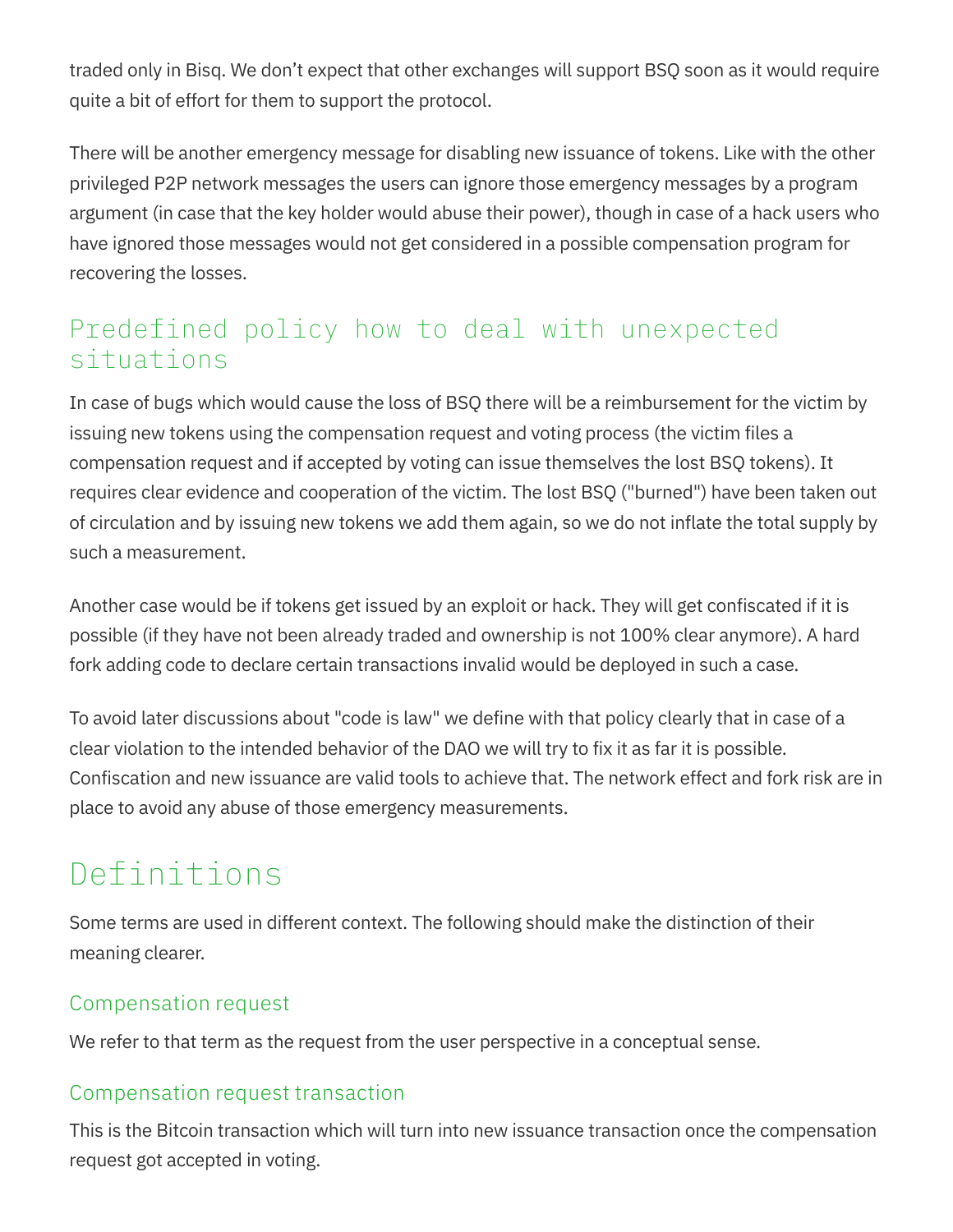traded only in Bisq. We don't expect that other exchanges will support BSQ soon as it would require quite a bit of effort for them to support the protocol.

There will be another emergency message for disabling new issuance of tokens. Like with the other privileged P2P network messages the users can ignore those emergency messages by a program argument (in case that the key holder would abuse their power), though in case of a hack users who have ignored those messages would not get considered in a possible compensation program for recovering the losses.

## Predefined policy how to deal with unexpected situations

In case of bugs which would cause the loss of BSQ there will be a reimbursement for the victim by issuing new tokens using the compensation request and voting process (the victim files a compensation request and if accepted by voting can issue themselves the lost BSQ tokens). It requires clear evidence and cooperation of the victim. The lost BSQ ("burned") have been taken out of circulation and by issuing new tokens we add them again, so we do not inflate the total supply by such a measurement.

Another case would be if tokens get issued by an exploit or hack. They will get confiscated if it is possible (if they have not been already traded and ownership is not 100% clear anymore). A hard fork adding code to declare certain transactions invalid would be deployed in such a case.

To avoid later discussions about "code is law" we define with that policy clearly that in case of a clear violation to the intended behavior of the DAO we will try to fix it as far it is possible. Confiscation and new issuance are valid tools to achieve that. The network effect and fork risk are in place to avoid any abuse of those emergency measurements.

# Definitions

Some terms are used in different context. The following should make the distinction of their meaning clearer.

### Compensation request

We refer to that term as the request from the user perspective in a conceptual sense.

### Compensation request transaction

This is the Bitcoin transaction which will turn into new issuance transaction once the compensation request got accepted in voting.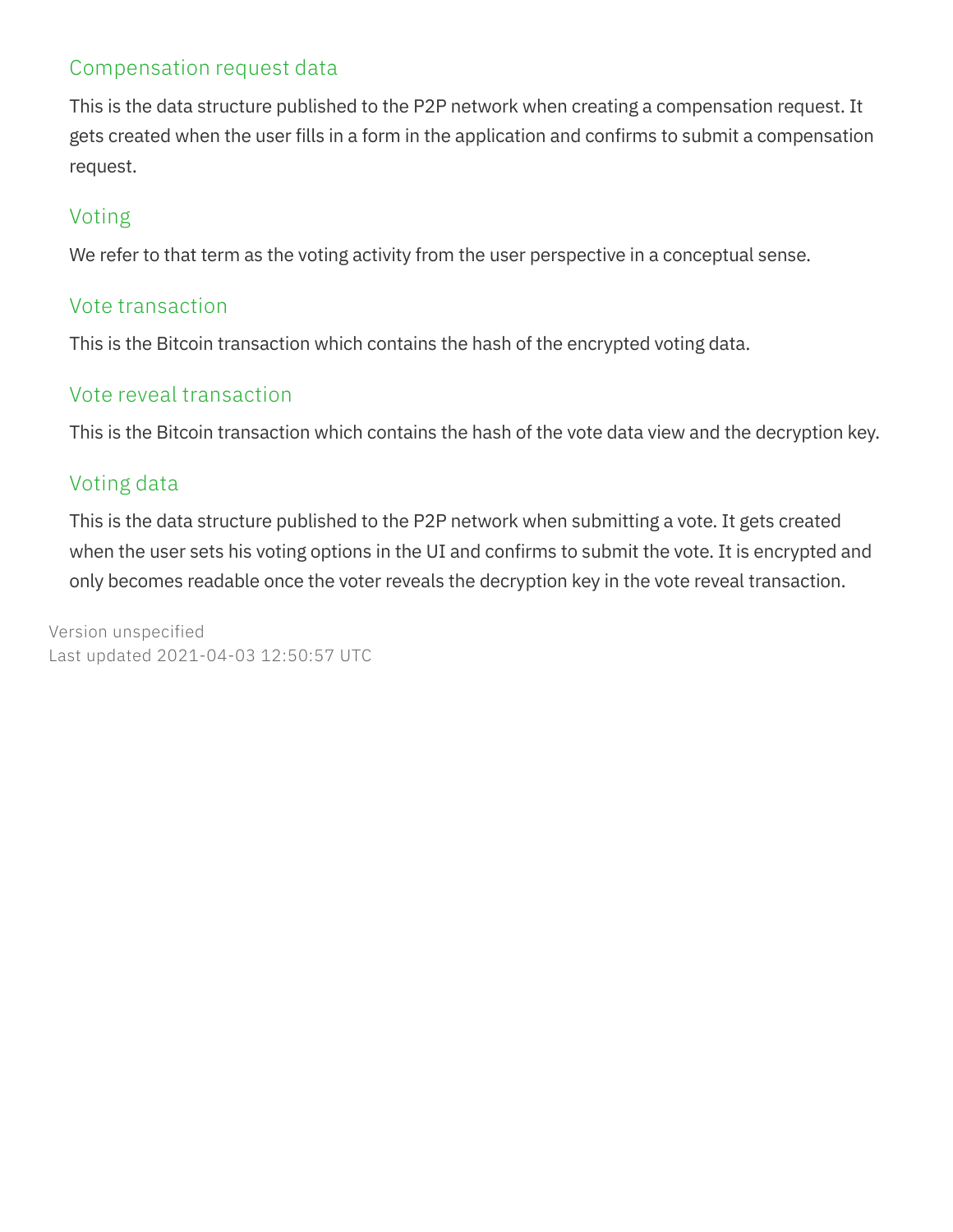### Compensation request data

This is the data structure published to the P2P network when creating a compensation request. It gets created when the user fills in a form in the application and confirms to submit a compensation request.

### Voting

We refer to that term as the voting activity from the user perspective in a conceptual sense.

### Vote transaction

This is the Bitcoin transaction which contains the hash of the encrypted voting data.

### Vote reveal transaction

This is the Bitcoin transaction which contains the hash of the vote data view and the decryption key.

### Voting data

This is the data structure published to the P2P network when submitting a vote. It gets created when the user sets his voting options in the UI and confirms to submit the vote. It is encrypted and only becomes readable once the voter reveals the decryption key in the vote reveal transaction.

Version unspecified
Last updated 2021-04-03 12:50:57 UTC